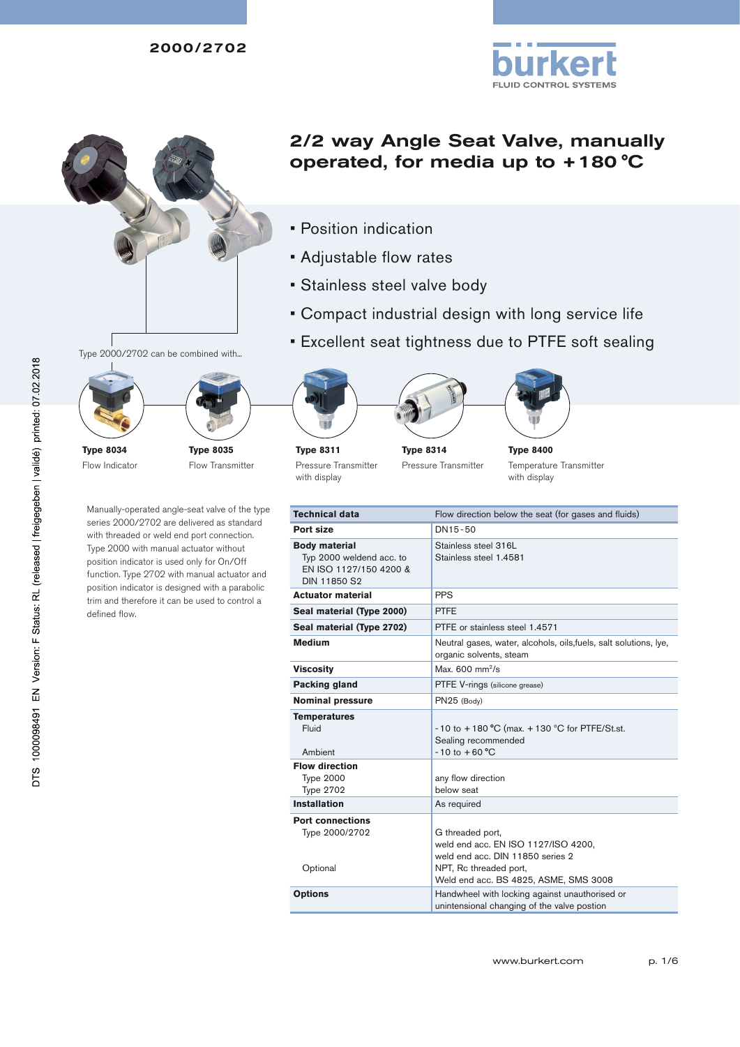# 2/2 way Angle Seat Valve, manually operated, for media up to +180 °C

- Position indication
- Adjustable flow rates
- Stainless steel valve body
- Compact industrial design with long service life
- Excellent seat tightness due to PTFE soft sealing

Type 2000/2702 can be combined with...

**Type 8034**
Flow Indicator

**Type 8035**
Flow Transmitter

**Type 8311**
Pressure Transmitter with display

**Type 8314**
Pressure Transmitter

**Type 8400**
Temperature Transmitter with display

Manually-operated angle-seat valve of the type series 2000/2702 are delivered as standard with threaded or weld end port connection. Type 2000 with manual actuator without position indicator is used only for On/Off function. Type 2702 with manual actuator and position indicator is designed with a parabolic trim and therefore it can be used to control a defined flow.

| **Technical data** | Flow direction below the seat (for gases and fluids) |
|---|---|
| **Port size** | DN15-50 |
| **Body material**<br>Typ 2000 weldend acc. to EN ISO 1127/150 4200 & DIN 11850 S2 | Stainless steel 316L<br>Stainless steel 1.4581 |
| **Actuator material** | PPS |
| **Seal material (Type 2000)** | PTFE |
| **Seal material (Type 2702)** | PTFE or stainless steel 1.4571 |
| **Medium** | Neutral gases, water, alcohols, oils,fuels, salt solutions, lye, organic solvents, steam |
| **Viscosity** | Max. 600 mm²/s |
| **Packing gland** | PTFE V-rings (silicone grease) |
| **Nominal pressure** | PN25 (Body) |
| **Temperatures**<br>Fluid<br><br>Ambient | <br>-10 to +180 °C (max. +130 °C for PTFE/St.st. Sealing recommended<br>-10 to +60 °C |
| **Flow direction**<br>Type 2000<br>Type 2702 | <br>any flow direction<br>below seat |
| **Installation** | As required |
| **Port connections**<br>Type 2000/2702<br><br>Optional | <br>G threaded port,<br>weld end acc. EN ISO 1127/ISO 4200,<br>weld end acc. DIN 11850 series 2<br>NPT, Rc threaded port,<br>Weld end acc. BS 4825, ASME, SMS 3008 |
| **Options** | Handwheel with locking against unauthorised or unintensional changing of the valve postion |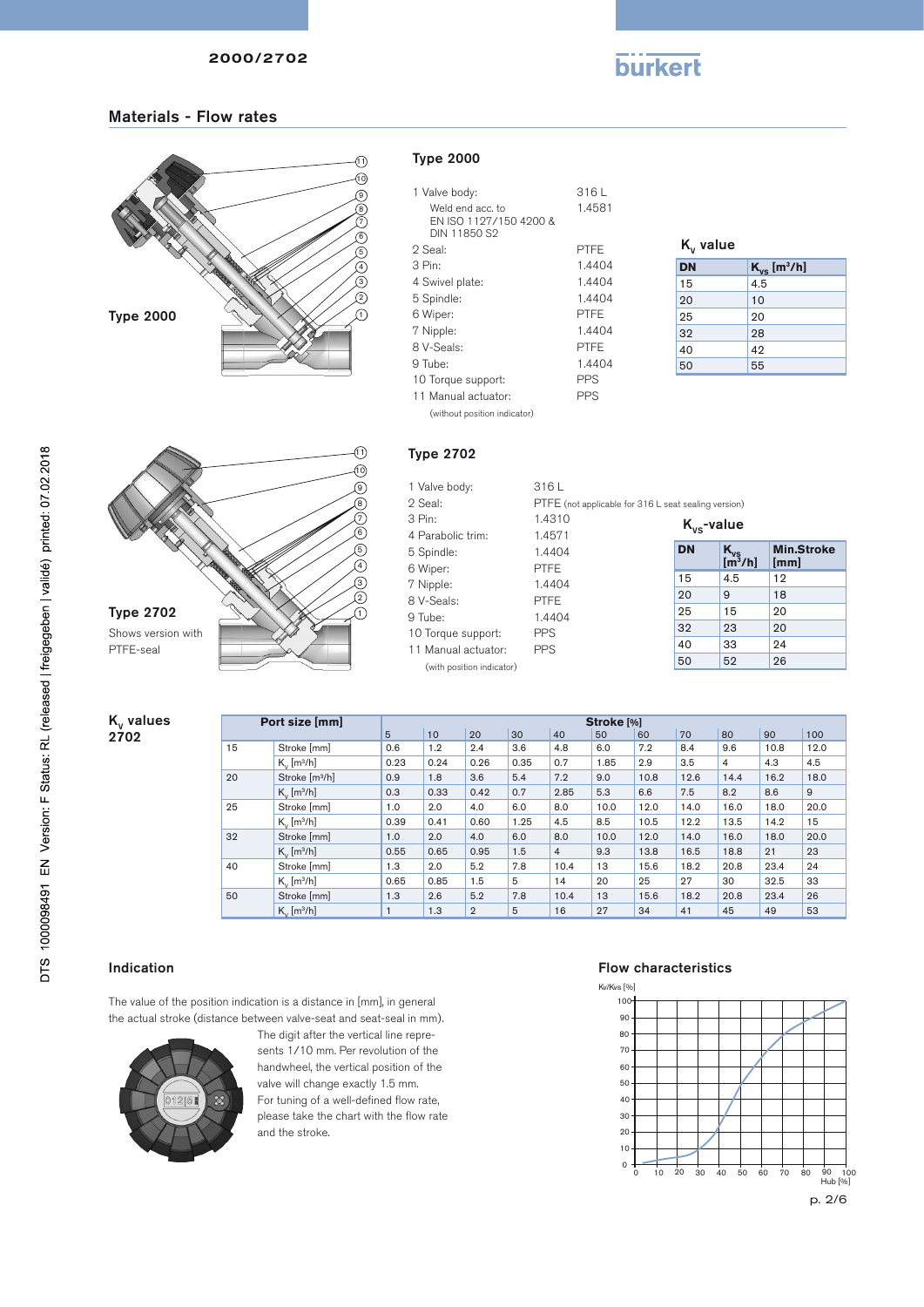## Materials - Flow rates

**Type 2000**

### Type 2000

| | |
|---|---|
| 1 Valve body: | 316 L |
| Weld end acc. to EN ISO 1127/150 4200 & DIN 11850 S2 | 1.4581 |
| 2 Seal: | PTFE |
| 3 Pin: | 1.4404 |
| 4 Swivel plate: | 1.4404 |
| 5 Spindle: | 1.4404 |
| 6 Wiper: | PTFE |
| 7 Nipple: | 1.4404 |
| 8 V-Seals: | PTFE |
| 9 Tube: | 1.4404 |
| 10 Torque support: | PPS |
| 11 Manual actuator: (without position indicator) | PPS |

#### $K_v$ value

| DN | $K_{vs}$ [m³/h] |
|---|---|
| 15 | 4.5 |
| 20 | 10 |
| 25 | 20 |
| 32 | 28 |
| 40 | 42 |
| 50 | 55 |

**Type 2702**

Shows version with PTFE-seal

### Type 2702

| | |
|---|---|
| 1 Valve body: | 316 L |
| 2 Seal: | PTFE (not applicable for 316 L seat sealing version) |
| 3 Pin: | 1.4310 |
| 4 Parabolic trim: | 1.4571 |
| 5 Spindle: | 1.4404 |
| 6 Wiper: | PTFE |
| 7 Nipple: | 1.4404 |
| 8 V-Seals: | PTFE |
| 9 Tube: | 1.4404 |
| 10 Torque support: | PPS |
| 11 Manual actuator: (with position indicator) | PPS |

#### $K_{vs}$-value

| DN | $K_{vs}$ [m³/h] | Min.Stroke [mm] |
|---|---|---|
| 15 | 4.5 | 12 |
| 20 | 9 | 18 |
| 25 | 15 | 20 |
| 32 | 23 | 20 |
| 40 | 33 | 24 |
| 50 | 52 | 26 |

### $K_v$ values 2702

| Port size [mm] | | Stroke [%] | | | | | | | | | |
|---|---|---|---|---|---|---|---|---|---|---|---|
| | | 5 | 10 | 20 | 30 | 40 | 50 | 60 | 70 | 80 | 90 | 100 |
| 15 | Stroke [mm] | 0.6 | 1.2 | 2.4 | 3.6 | 4.8 | 6.0 | 7.2 | 8.4 | 9.6 | 10.8 | 12.0 |
| | $K_v$ [m³/h] | 0.23 | 0.24 | 0.26 | 0.35 | 0.7 | 1.85 | 2.9 | 3.5 | 4 | 4.3 | 4.5 |
| 20 | Stroke [m³/h] | 0.9 | 1.8 | 3.6 | 5.4 | 7.2 | 9.0 | 10.8 | 12.6 | 14.4 | 16.2 | 18.0 |
| | $K_v$ [m³/h] | 0.3 | 0.33 | 0.42 | 0.7 | 2.85 | 5.3 | 6.6 | 7.5 | 8.2 | 8.6 | 9 |
| 25 | Stroke [mm] | 1.0 | 2.0 | 4.0 | 6.0 | 8.0 | 10.0 | 12.0 | 14.0 | 16.0 | 18.0 | 20.0 |
| | $K_v$ [m³/h] | 0.39 | 0.41 | 0.60 | 1.25 | 4.5 | 8.5 | 10.5 | 12.2 | 13.5 | 14.2 | 15 |
| 32 | Stroke [mm] | 1.0 | 2.0 | 4.0 | 6.0 | 8.0 | 10.0 | 12.0 | 14.0 | 16.0 | 18.0 | 20.0 |
| | $K_v$ [m³/h] | 0.55 | 0.65 | 0.95 | 1.5 | 4 | 9.3 | 13.8 | 16.5 | 18.8 | 21 | 23 |
| 40 | Stroke [mm] | 1.3 | 2.0 | 5.2 | 7.8 | 10.4 | 13 | 15.6 | 18.2 | 20.8 | 23.4 | 24 |
| | $K_v$ [m³/h] | 0.65 | 0.85 | 1.5 | 5 | 14 | 20 | 25 | 27 | 30 | 32.5 | 33 |
| 50 | Stroke [mm] | 1.3 | 2.6 | 5.2 | 7.8 | 10.4 | 13 | 15.6 | 18.2 | 20.8 | 23.4 | 26 |
| | $K_v$ [m³/h] | 1 | 1.3 | 2 | 5 | 16 | 27 | 34 | 41 | 45 | 49 | 53 |

### Indication

The value of the position indication is a distance in [mm], in general the actual stroke (distance between valve-seat and seat-seal in mm). The digit after the vertical line represents 1/10 mm. Per revolution of the handwheel, the vertical position of the valve will change exactly 1.5 mm. For tuning of a well-defined flow rate, please take the chart with the flow rate and the stroke.

### Flow characteristics

Kv/Kvs [%] vs. Hub [%]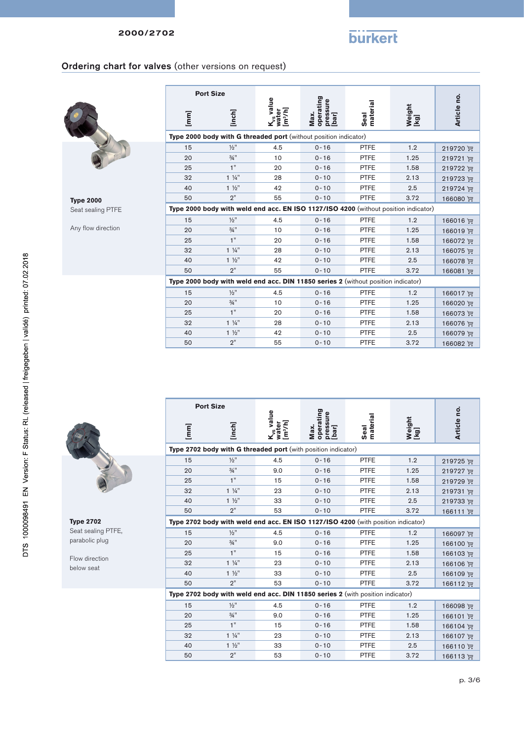## Ordering chart for valves (other versions on request)

**Type 2000**

Seat sealing PTFE

Any flow direction

| Port Size [mm] | Port Size [inch] | $K_{vs}$ value water [m³/h] | Max. operating pressure [bar] | Seal material | Weight [kg] | Article no. |
|---|---|---|---|---|---|---|
| **Type 2000 body with G threaded port** (without position indicator) | | | | | | |
| 15 | ½" | 4.5 | 0 - 16 | PTFE | 1.2 | 219720 |
| 20 | ¾" | 10 | 0 - 16 | PTFE | 1.25 | 219721 |
| 25 | 1" | 20 | 0 - 16 | PTFE | 1.58 | 219722 |
| 32 | 1 ¼" | 28 | 0 - 10 | PTFE | 2.13 | 219723 |
| 40 | 1 ½" | 42 | 0 - 10 | PTFE | 2.5 | 219724 |
| 50 | 2" | 55 | 0 - 10 | PTFE | 3.72 | 166080 |
| **Type 2000 body with weld end acc. EN ISO 1127/ISO 4200** (without position indicator) | | | | | | |
| 15 | ½" | 4.5 | 0 - 16 | PTFE | 1.2 | 166016 |
| 20 | ¾" | 10 | 0 - 16 | PTFE | 1.25 | 166019 |
| 25 | 1" | 20 | 0 - 16 | PTFE | 1.58 | 166072 |
| 32 | 1 ¼" | 28 | 0 - 10 | PTFE | 2.13 | 166075 |
| 40 | 1 ½" | 42 | 0 - 10 | PTFE | 2.5 | 166078 |
| 50 | 2" | 55 | 0 - 10 | PTFE | 3.72 | 166081 |
| **Type 2000 body with weld end acc. DIN 11850 series 2** (without position indicator) | | | | | | |
| 15 | ½" | 4.5 | 0 - 16 | PTFE | 1.2 | 166017 |
| 20 | ¾" | 10 | 0 - 16 | PTFE | 1.25 | 166020 |
| 25 | 1" | 20 | 0 - 16 | PTFE | 1.58 | 166073 |
| 32 | 1 ¼" | 28 | 0 - 10 | PTFE | 2.13 | 166076 |
| 40 | 1 ½" | 42 | 0 - 10 | PTFE | 2.5 | 166079 |
| 50 | 2" | 55 | 0 - 10 | PTFE | 3.72 | 166082 |

**Type 2702**

Seat sealing PTFE, parabolic plug

Flow direction below seat

| Port Size [mm] | Port Size [inch] | $K_{vs}$ value water [m³/h] | Max. operating pressure [bar] | Seal material | Weight [kg] | Article no. |
|---|---|---|---|---|---|---|
| **Type 2702 body with G threaded port** (with position indicator) | | | | | | |
| 15 | ½" | 4.5 | 0 - 16 | PTFE | 1.2 | 219725 |
| 20 | ¾" | 9.0 | 0 - 16 | PTFE | 1.25 | 219727 |
| 25 | 1" | 15 | 0 - 16 | PTFE | 1.58 | 219729 |
| 32 | 1 ¼" | 23 | 0 - 10 | PTFE | 2.13 | 219731 |
| 40 | 1 ½" | 33 | 0 - 10 | PTFE | 2.5 | 219733 |
| 50 | 2" | 53 | 0 - 10 | PTFE | 3.72 | 166111 |
| **Type 2702 body with weld end acc. EN ISO 1127/ISO 4200** (with position indicator) | | | | | | |
| 15 | ½" | 4.5 | 0 - 16 | PTFE | 1.2 | 166097 |
| 20 | ¾" | 9.0 | 0 - 16 | PTFE | 1.25 | 166100 |
| 25 | 1" | 15 | 0 - 16 | PTFE | 1.58 | 166103 |
| 32 | 1 ¼" | 23 | 0 - 10 | PTFE | 2.13 | 166106 |
| 40 | 1 ½" | 33 | 0 - 10 | PTFE | 2.5 | 166109 |
| 50 | 2" | 53 | 0 - 10 | PTFE | 3.72 | 166112 |
| **Type 2702 body with weld end acc. DIN 11850 series 2** (with position indicator) | | | | | | |
| 15 | ½" | 4.5 | 0 - 16 | PTFE | 1.2 | 166098 |
| 20 | ¾" | 9.0 | 0 - 16 | PTFE | 1.25 | 166101 |
| 25 | 1" | 15 | 0 - 16 | PTFE | 1.58 | 166104 |
| 32 | 1 ¼" | 23 | 0 - 10 | PTFE | 2.13 | 166107 |
| 40 | 1 ½" | 33 | 0 - 10 | PTFE | 2.5 | 166110 |
| 50 | 2" | 53 | 0 - 10 | PTFE | 3.72 | 166113 |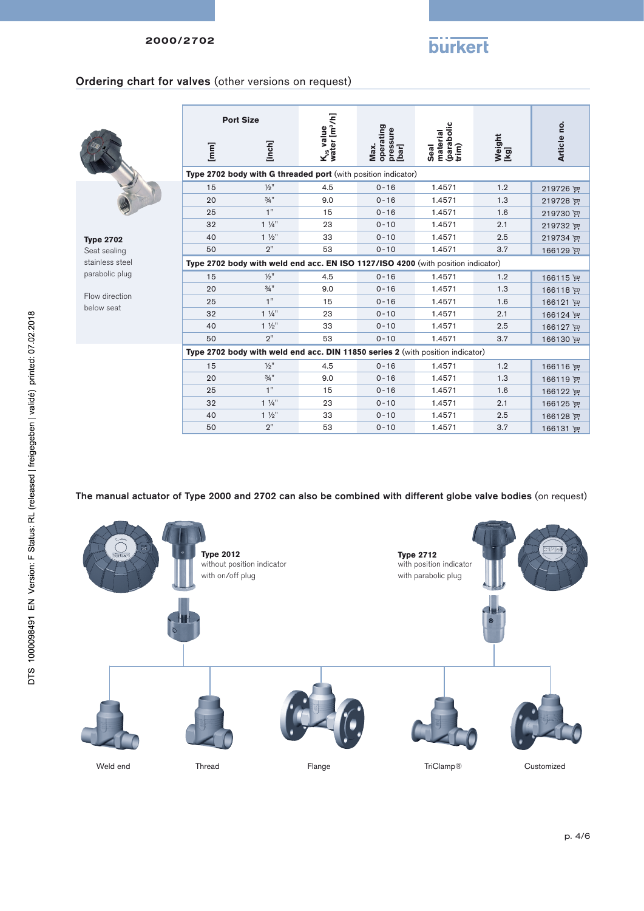## Ordering chart for valves (other versions on request)

**Type 2702**
Seat sealing
stainless steel
parabolic plug

Flow direction
below seat

| Port Size [mm] | Port Size [inch] | $K_{vs}$ value water [m³/h] | Max. operating pressure [bar] | Seal material (parabolic trim) | Weight [kg] | Article no. |
|---|---|---|---|---|---|---|
| **Type 2702 body with G threaded port** (with position indicator) | | | | | | |
| 15 | ½" | 4.5 | 0 - 16 | 1.4571 | 1.2 | 219726 |
| 20 | ¾" | 9.0 | 0 - 16 | 1.4571 | 1.3 | 219728 |
| 25 | 1" | 15 | 0 - 16 | 1.4571 | 1.6 | 219730 |
| 32 | 1 ¼" | 23 | 0 - 10 | 1.4571 | 2.1 | 219732 |
| 40 | 1 ½" | 33 | 0 - 10 | 1.4571 | 2.5 | 219734 |
| 50 | 2" | 53 | 0 - 10 | 1.4571 | 3.7 | 166129 |
| **Type 2702 body with weld end acc. EN ISO 1127/ISO 4200** (with position indicator) | | | | | | |
| 15 | ½" | 4.5 | 0 - 16 | 1.4571 | 1.2 | 166115 |
| 20 | ¾" | 9.0 | 0 - 16 | 1.4571 | 1.3 | 166118 |
| 25 | 1" | 15 | 0 - 16 | 1.4571 | 1.6 | 166121 |
| 32 | 1 ¼" | 23 | 0 - 10 | 1.4571 | 2.1 | 166124 |
| 40 | 1 ½" | 33 | 0 - 10 | 1.4571 | 2.5 | 166127 |
| 50 | 2" | 53 | 0 - 10 | 1.4571 | 3.7 | 166130 |
| **Type 2702 body with weld end acc. DIN 11850 series 2** (with position indicator) | | | | | | |
| 15 | ½" | 4.5 | 0 - 16 | 1.4571 | 1.2 | 166116 |
| 20 | ¾" | 9.0 | 0 - 16 | 1.4571 | 1.3 | 166119 |
| 25 | 1" | 15 | 0 - 16 | 1.4571 | 1.6 | 166122 |
| 32 | 1 ¼" | 23 | 0 - 10 | 1.4571 | 2.1 | 166125 |
| 40 | 1 ½" | 33 | 0 - 10 | 1.4571 | 2.5 | 166128 |
| 50 | 2" | 53 | 0 - 10 | 1.4571 | 3.7 | 166131 |

## The manual actuator of Type 2000 and 2702 can also be combined with different globe valve bodies (on request)

**Type 2012**
without position indicator
with on/off plug

**Type 2712**
with position indicator
with parabolic plug

Weld end

Thread

Flange

TriClamp®

Customized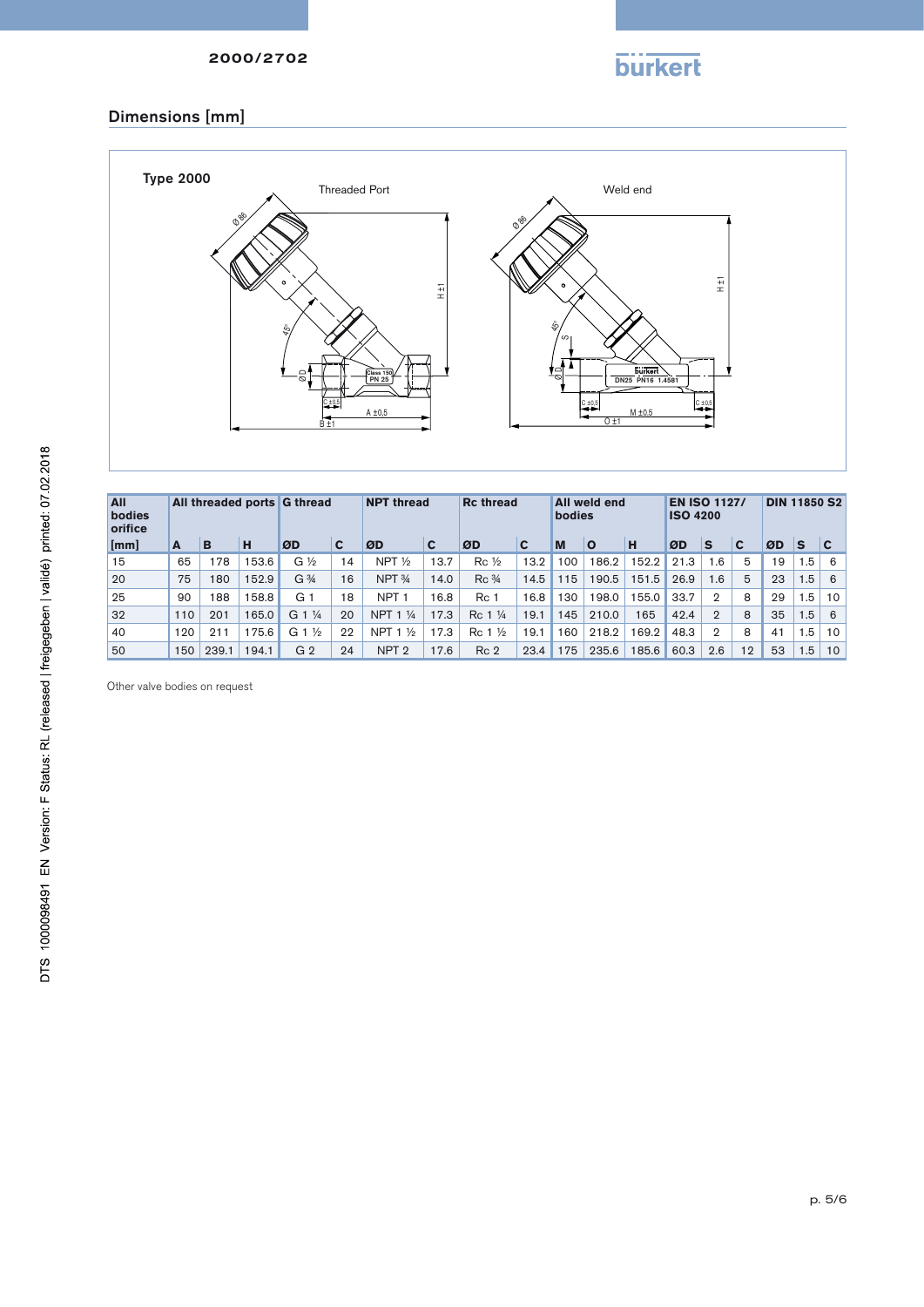## Dimensions [mm]

**Type 2000**

Threaded Port

Weld end

| All bodies orifice | All threaded ports | | | G thread | | NPT thread | | Rc thread | | All weld end bodies | | | EN ISO 1127/ ISO 4200 | | | DIN 11850 S2 | | |
|---|---|---|---|---|---|---|---|---|---|---|---|---|---|---|---|---|---|---|
| [mm] | A | B | H | ØD | C | ØD | C | ØD | C | M | O | H | ØD | S | C | ØD | S | C |
| 15 | 65 | 178 | 153.6 | G ½ | 14 | NPT ½ | 13.7 | Rc ½ | 13.2 | 100 | 186.2 | 152.2 | 21.3 | 1.6 | 5 | 19 | 1.5 | 6 |
| 20 | 75 | 180 | 152.9 | G ¾ | 16 | NPT ¾ | 14.0 | Rc ¾ | 14.5 | 115 | 190.5 | 151.5 | 26.9 | 1.6 | 5 | 23 | 1.5 | 6 |
| 25 | 90 | 188 | 158.8 | G 1 | 18 | NPT 1 | 16.8 | Rc 1 | 16.8 | 130 | 198.0 | 155.0 | 33.7 | 2 | 8 | 29 | 1.5 | 10 |
| 32 | 110 | 201 | 165.0 | G 1 ¼ | 20 | NPT 1 ¼ | 17.3 | Rc 1 ¼ | 19.1 | 145 | 210.0 | 165 | 42.4 | 2 | 8 | 35 | 1.5 | 6 |
| 40 | 120 | 211 | 175.6 | G 1 ½ | 22 | NPT 1 ½ | 17.3 | Rc 1 ½ | 19.1 | 160 | 218.2 | 169.2 | 48.3 | 2 | 8 | 41 | 1.5 | 10 |
| 50 | 150 | 239.1 | 194.1 | G 2 | 24 | NPT 2 | 17.6 | Rc 2 | 23.4 | 175 | 235.6 | 185.6 | 60.3 | 2.6 | 12 | 53 | 1.5 | 10 |

Other valve bodies on request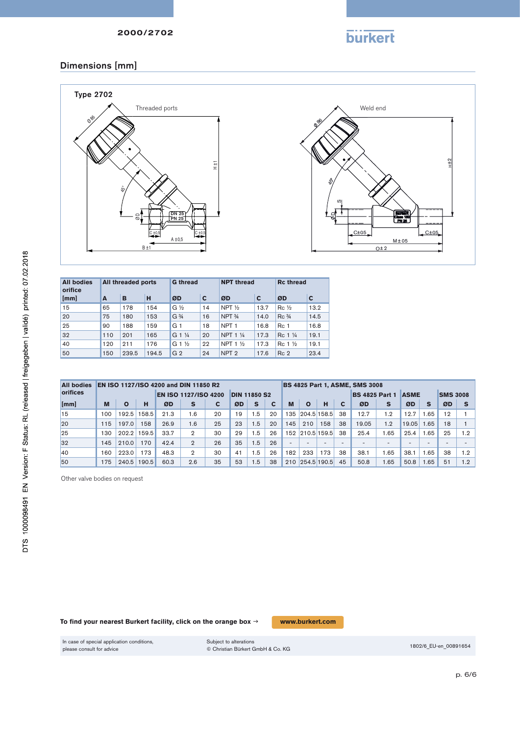## Dimensions [mm]

### Type 2702

Threaded ports

Ø 86

45°

ØD

DN 25
PN 25

C ±0.5

C ±0.5

A ±0.5

B ±1

H ±1

Weld end

Ø 86

45°

S

ØD

C±05

C±05

M ± 05

O± 2

H±2

| All bodies orifice [mm] | All threaded ports | | | G thread | | NPT thread | | Rc thread | |
|---|---|---|---|---|---|---|---|---|---|
| | A | B | H | ØD | C | ØD | C | ØD | C |
| 15 | 65 | 178 | 154 | G ½ | 14 | NPT ½ | 13.7 | Rc ½ | 13.2 |
| 20 | 75 | 180 | 153 | G ¾ | 16 | NPT ¾ | 14.0 | Rc ¾ | 14.5 |
| 25 | 90 | 188 | 159 | G 1 | 18 | NPT 1 | 16.8 | Rc 1 | 16.8 |
| 32 | 110 | 201 | 165 | G 1 ¼ | 20 | NPT 1 ¼ | 17.3 | Rc 1 ¼ | 19.1 |
| 40 | 120 | 211 | 176 | G 1 ½ | 22 | NPT 1 ½ | 17.3 | Rc 1 ½ | 19.1 |
| 50 | 150 | 239.5 | 194.5 | G 2 | 24 | NPT 2 | 17.6 | Rc 2 | 23.4 |

| All bodies orifices | EN ISO 1127/ISO 4200 and DIN 11850 R2 | | | | | | | | | BS 4825 Part 1, ASME, SMS 3008 | | | | | | | | | |
|---|---|---|---|---|---|---|---|---|---|---|---|---|---|---|---|---|---|---|---|
| | | | | EN ISO 1127/ISO 4200 | | | DIN 11850 S2 | | | | | | | BS 4825 Part 1 | | ASME | | SMS 3008 | |
| [mm] | M | O | H | ØD | S | C | ØD | S | C | M | O | H | C | ØD | S | ØD | S | ØD | S |
| 15 | 100 | 192.5 | 158.5 | 21.3 | 1.6 | 20 | 19 | 1.5 | 20 | 135 | 204.5 | 158.5 | 38 | 12.7 | 1.2 | 12.7 | 1.65 | 12 | 1 |
| 20 | 115 | 197.0 | 158 | 26.9 | 1.6 | 25 | 23 | 1.5 | 20 | 145 | 210 | 158 | 38 | 19.05 | 1.2 | 19.05 | 1.65 | 18 | 1 |
| 25 | 130 | 202.2 | 159.5 | 33.7 | 2 | 30 | 29 | 1.5 | 26 | 152 | 210.5 | 159.5 | 38 | 25.4 | 1.65 | 25.4 | 1.65 | 25 | 1.2 |
| 32 | 145 | 210.0 | 170 | 42.4 | 2 | 26 | 35 | 1.5 | 26 | - | - | - | - | - | - | - | - | - | - |
| 40 | 160 | 223.0 | 173 | 48.3 | 2 | 30 | 41 | 1.5 | 26 | 182 | 233 | 173 | 38 | 38.1 | 1.65 | 38.1 | 1.65 | 38 | 1.2 |
| 50 | 175 | 240.5 | 190.5 | 60.3 | 2.6 | 35 | 53 | 1.5 | 38 | 210 | 254.5 | 190.5 | 45 | 50.8 | 1.65 | 50.8 | 1.65 | 51 | 1.2 |

Other valve bodies on request

**To find your nearest Burkert facility, click on the orange box →** **www.burkert.com**

In case of special application conditions, please consult for advice

Subject to alterations
© Christian Bürkert GmbH & Co. KG

1802/6_EU-en_00891654